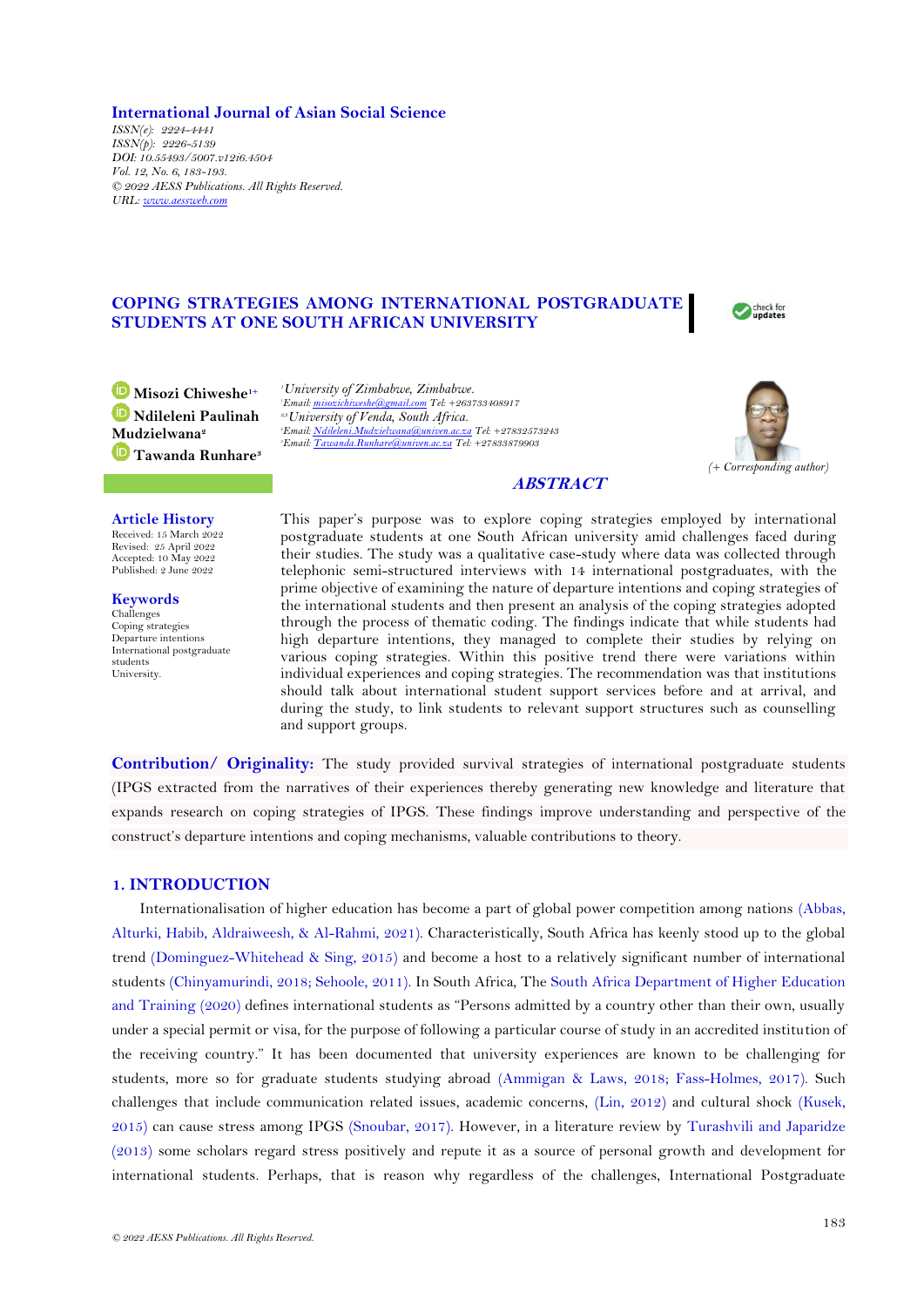International Journal of Asian Social Science
*ISSN(e): 2224-4441*
*ISSN(p): 2226-5139*
*DOI: 10.55493/5007.v12i6.4504*
*Vol. 12, No. 6, 183-193.*
*© 2022 AESS Publications. All Rights Reserved.*
*URL: www.aessweb.com*

# COPING STRATEGIES AMONG INTERNATIONAL POSTGRADUATE STUDENTS AT ONE SOUTH AFRICAN UNIVERSITY

**Misozi Chiweshe**[1+]
**Ndileleni Paulinah Mudzielwana**[2]
**Tawanda Runhare**[3]

[1]*University of Zimbabwe, Zimbabwe.*
[1]*Email: misozichiweshe@gmail.com Tel: +263733408917*
[2,3]*University of Venda, South Africa.*
[2]*Email: Ndileleni.Mudzielwana@univen.ac.za Tel: +27832573243*
[3]*Email: Tawanda.Runhare@univen.ac.za Tel: +27833879903*

*(+ Corresponding author)*

**Article History**
Received: 15 March 2022
Revised: 25 April 2022
Accepted: 10 May 2022
Published: 2 June 2022

**Keywords**
Challenges
Coping strategies
Departure intentions
International postgraduate students
University.

## ABSTRACT

This paper's purpose was to explore coping strategies employed by international postgraduate students at one South African university amid challenges faced during their studies. The study was a qualitative case-study where data was collected through telephonic semi-structured interviews with 14 international postgraduates, with the prime objective of examining the nature of departure intentions and coping strategies of the international students and then present an analysis of the coping strategies adopted through the process of thematic coding. The findings indicate that while students had high departure intentions, they managed to complete their studies by relying on various coping strategies. Within this positive trend there were variations within individual experiences and coping strategies. The recommendation was that institutions should talk about international student support services before and at arrival, and during the study, to link students to relevant support structures such as counselling and support groups.

**Contribution/ Originality:** The study provided survival strategies of international postgraduate students (IPGS extracted from the narratives of their experiences thereby generating new knowledge and literature that expands research on coping strategies of IPGS. These findings improve understanding and perspective of the construct's departure intentions and coping mechanisms, valuable contributions to theory.

## 1. INTRODUCTION

Internationalisation of higher education has become a part of global power competition among nations (Abbas, Alturki, Habib, Aldraiweesh, & Al-Rahmi, 2021). Characteristically, South Africa has keenly stood up to the global trend (Dominguez-Whitehead & Sing, 2015) and become a host to a relatively significant number of international students (Chinyamurindi, 2018; Sehoole, 2011). In South Africa, The South Africa Department of Higher Education and Training (2020) defines international students as "Persons admitted by a country other than their own, usually under a special permit or visa, for the purpose of following a particular course of study in an accredited institution of the receiving country." It has been documented that university experiences are known to be challenging for students, more so for graduate students studying abroad (Ammigan & Laws, 2018; Fass-Holmes, 2017). Such challenges that include communication related issues, academic concerns, (Lin, 2012) and cultural shock (Kusek, 2015) can cause stress among IPGS (Snoubar, 2017). However, in a literature review by Turashvili and Japaridze (2013) some scholars regard stress positively and repute it as a source of personal growth and development for international students. Perhaps, that is reason why regardless of the challenges, International Postgraduate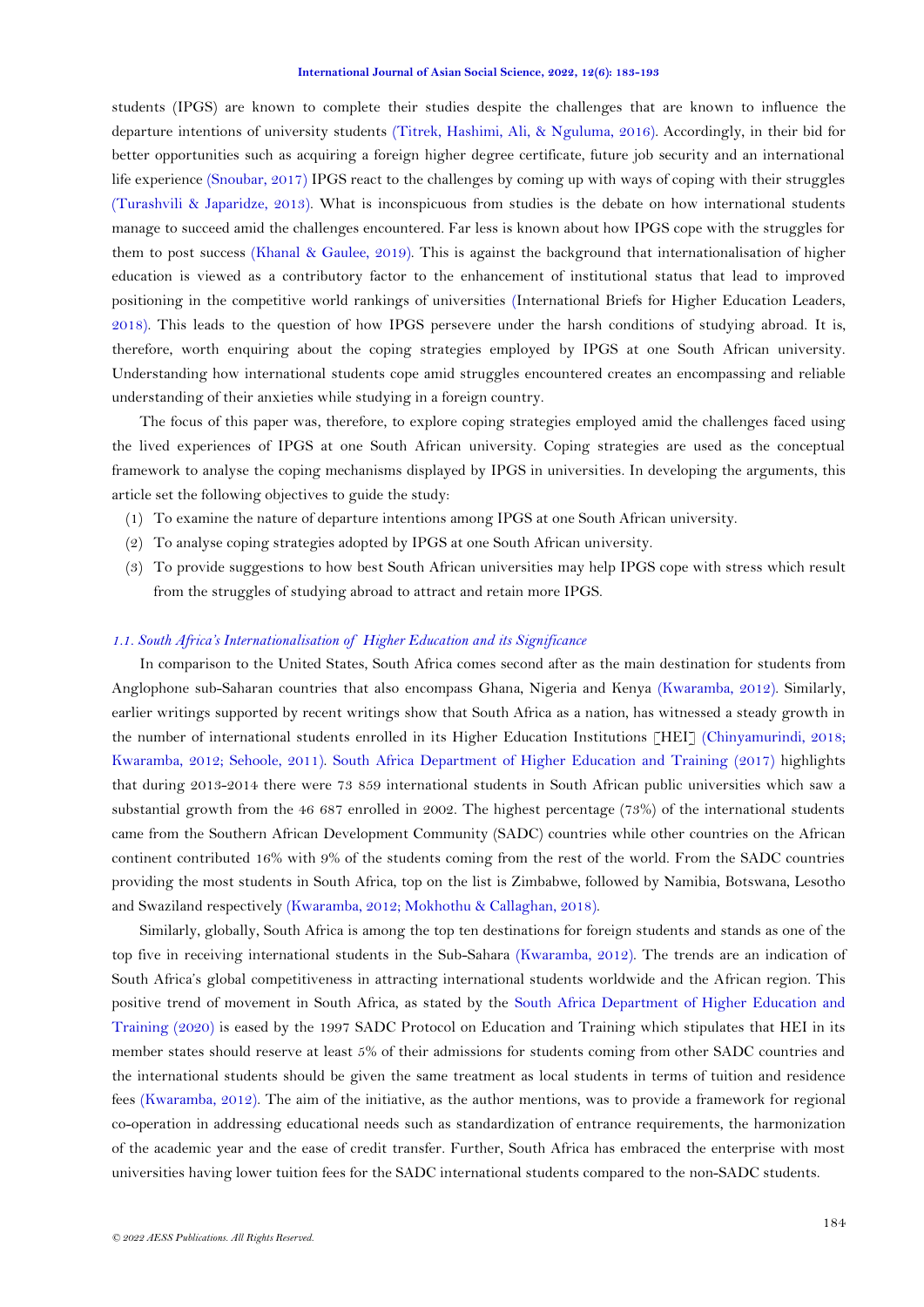students (IPGS) are known to complete their studies despite the challenges that are known to influence the departure intentions of university students (Titrek, Hashimi, Ali, & Nguluma, 2016). Accordingly, in their bid for better opportunities such as acquiring a foreign higher degree certificate, future job security and an international life experience (Snoubar, 2017) IPGS react to the challenges by coming up with ways of coping with their struggles (Turashvili & Japaridze, 2013). What is inconspicuous from studies is the debate on how international students manage to succeed amid the challenges encountered. Far less is known about how IPGS cope with the struggles for them to post success (Khanal & Gaulee, 2019). This is against the background that internationalisation of higher education is viewed as a contributory factor to the enhancement of institutional status that lead to improved positioning in the competitive world rankings of universities (International Briefs for Higher Education Leaders, 2018). This leads to the question of how IPGS persevere under the harsh conditions of studying abroad. It is, therefore, worth enquiring about the coping strategies employed by IPGS at one South African university. Understanding how international students cope amid struggles encountered creates an encompassing and reliable understanding of their anxieties while studying in a foreign country.

The focus of this paper was, therefore, to explore coping strategies employed amid the challenges faced using the lived experiences of IPGS at one South African university. Coping strategies are used as the conceptual framework to analyse the coping mechanisms displayed by IPGS in universities. In developing the arguments, this article set the following objectives to guide the study:

(1) To examine the nature of departure intentions among IPGS at one South African university.
(2) To analyse coping strategies adopted by IPGS at one South African university.
(3) To provide suggestions to how best South African universities may help IPGS cope with stress which result from the struggles of studying abroad to attract and retain more IPGS.

### *1.1. South Africa's Internationalisation of Higher Education and its Significance*

In comparison to the United States, South Africa comes second after as the main destination for students from Anglophone sub-Saharan countries that also encompass Ghana, Nigeria and Kenya (Kwaramba, 2012). Similarly, earlier writings supported by recent writings show that South Africa as a nation, has witnessed a steady growth in the number of international students enrolled in its Higher Education Institutions [HEI] (Chinyamurindi, 2018; Kwaramba, 2012; Sehoole, 2011). South Africa Department of Higher Education and Training (2017) highlights that during 2013-2014 there were 73 859 international students in South African public universities which saw a substantial growth from the 46 687 enrolled in 2002. The highest percentage (73%) of the international students came from the Southern African Development Community (SADC) countries while other countries on the African continent contributed 16% with 9% of the students coming from the rest of the world. From the SADC countries providing the most students in South Africa, top on the list is Zimbabwe, followed by Namibia, Botswana, Lesotho and Swaziland respectively (Kwaramba, 2012; Mokhothu & Callaghan, 2018).

Similarly, globally, South Africa is among the top ten destinations for foreign students and stands as one of the top five in receiving international students in the Sub-Sahara (Kwaramba, 2012). The trends are an indication of South Africa's global competitiveness in attracting international students worldwide and the African region. This positive trend of movement in South Africa, as stated by the South Africa Department of Higher Education and Training (2020) is eased by the 1997 SADC Protocol on Education and Training which stipulates that HEI in its member states should reserve at least 5% of their admissions for students coming from other SADC countries and the international students should be given the same treatment as local students in terms of tuition and residence fees (Kwaramba, 2012). The aim of the initiative, as the author mentions, was to provide a framework for regional co-operation in addressing educational needs such as standardization of entrance requirements, the harmonization of the academic year and the ease of credit transfer. Further, South Africa has embraced the enterprise with most universities having lower tuition fees for the SADC international students compared to the non-SADC students.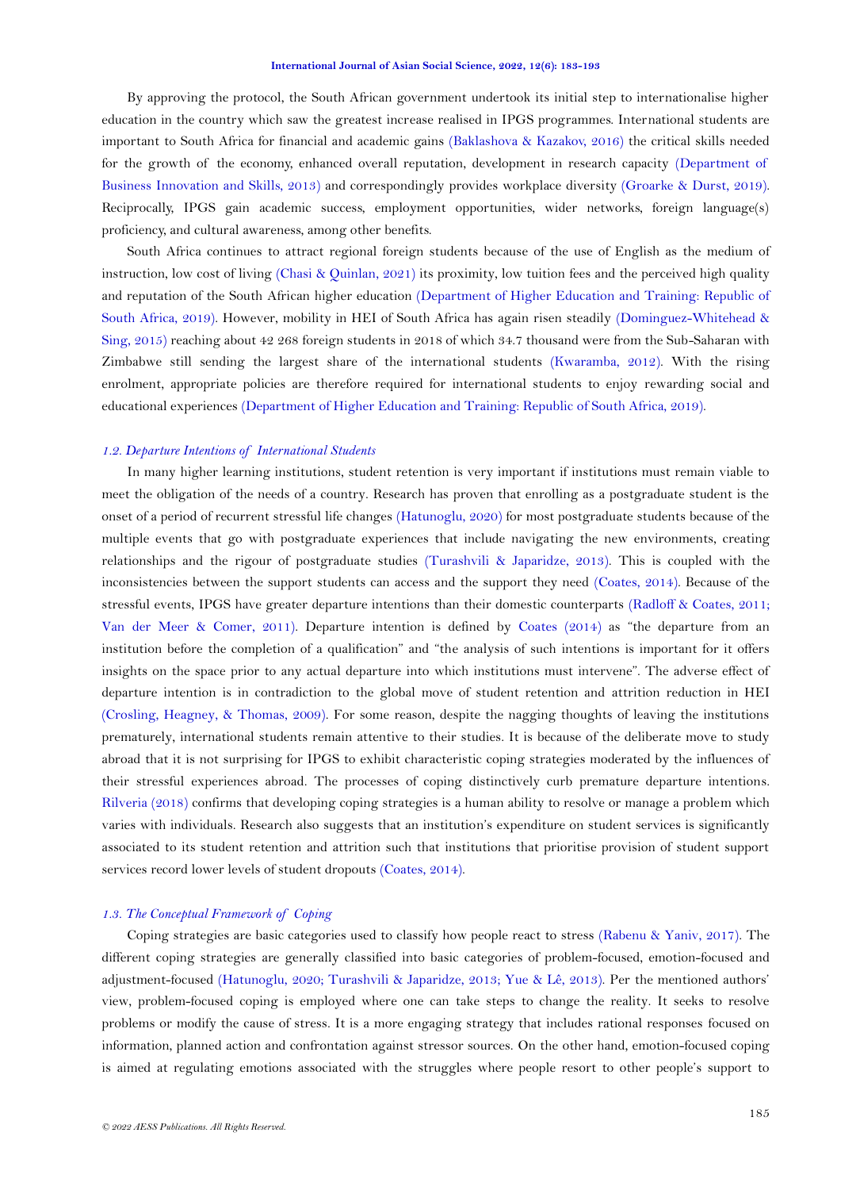By approving the protocol, the South African government undertook its initial step to internationalise higher education in the country which saw the greatest increase realised in IPGS programmes. International students are important to South Africa for financial and academic gains (Baklashova & Kazakov, 2016) the critical skills needed for the growth of the economy, enhanced overall reputation, development in research capacity (Department of Business Innovation and Skills, 2013) and correspondingly provides workplace diversity (Groarke & Durst, 2019). Reciprocally, IPGS gain academic success, employment opportunities, wider networks, foreign language(s) proficiency, and cultural awareness, among other benefits.

South Africa continues to attract regional foreign students because of the use of English as the medium of instruction, low cost of living (Chasi & Quinlan, 2021) its proximity, low tuition fees and the perceived high quality and reputation of the South African higher education (Department of Higher Education and Training: Republic of South Africa, 2019). However, mobility in HEI of South Africa has again risen steadily (Dominguez-Whitehead & Sing, 2015) reaching about 42 268 foreign students in 2018 of which 34.7 thousand were from the Sub-Saharan with Zimbabwe still sending the largest share of the international students (Kwaramba, 2012). With the rising enrolment, appropriate policies are therefore required for international students to enjoy rewarding social and educational experiences (Department of Higher Education and Training: Republic of South Africa, 2019).

### *1.2. Departure Intentions of International Students*

In many higher learning institutions, student retention is very important if institutions must remain viable to meet the obligation of the needs of a country. Research has proven that enrolling as a postgraduate student is the onset of a period of recurrent stressful life changes (Hatunoglu, 2020) for most postgraduate students because of the multiple events that go with postgraduate experiences that include navigating the new environments, creating relationships and the rigour of postgraduate studies (Turashvili & Japaridze, 2013). This is coupled with the inconsistencies between the support students can access and the support they need (Coates, 2014). Because of the stressful events, IPGS have greater departure intentions than their domestic counterparts (Radloff & Coates, 2011; Van der Meer & Comer, 2011). Departure intention is defined by Coates (2014) as "the departure from an institution before the completion of a qualification" and "the analysis of such intentions is important for it offers insights on the space prior to any actual departure into which institutions must intervene". The adverse effect of departure intention is in contradiction to the global move of student retention and attrition reduction in HEI (Crosling, Heagney, & Thomas, 2009). For some reason, despite the nagging thoughts of leaving the institutions prematurely, international students remain attentive to their studies. It is because of the deliberate move to study abroad that it is not surprising for IPGS to exhibit characteristic coping strategies moderated by the influences of their stressful experiences abroad. The processes of coping distinctively curb premature departure intentions. Rilveria (2018) confirms that developing coping strategies is a human ability to resolve or manage a problem which varies with individuals. Research also suggests that an institution's expenditure on student services is significantly associated to its student retention and attrition such that institutions that prioritise provision of student support services record lower levels of student dropouts (Coates, 2014).

### *1.3. The Conceptual Framework of Coping*

Coping strategies are basic categories used to classify how people react to stress (Rabenu & Yaniv, 2017). The different coping strategies are generally classified into basic categories of problem-focused, emotion-focused and adjustment-focused (Hatunoglu, 2020; Turashvili & Japaridze, 2013; Yue & Lê, 2013). Per the mentioned authors' view, problem-focused coping is employed where one can take steps to change the reality. It seeks to resolve problems or modify the cause of stress. It is a more engaging strategy that includes rational responses focused on information, planned action and confrontation against stressor sources. On the other hand, emotion-focused coping is aimed at regulating emotions associated with the struggles where people resort to other people's support to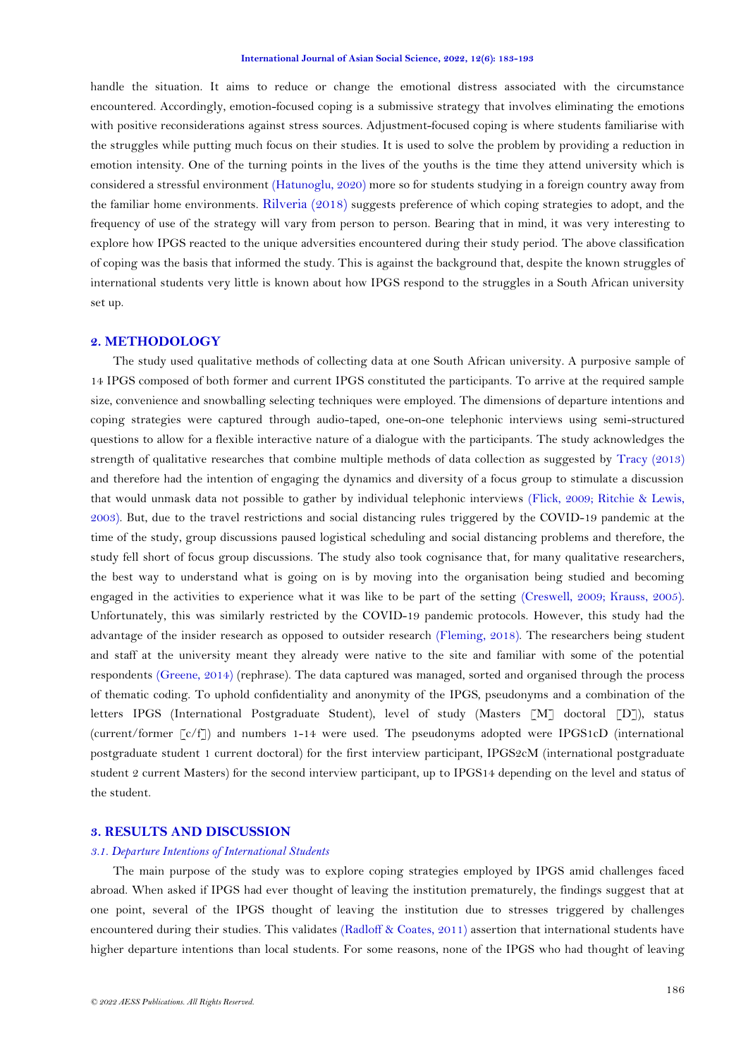handle the situation. It aims to reduce or change the emotional distress associated with the circumstance encountered. Accordingly, emotion-focused coping is a submissive strategy that involves eliminating the emotions with positive reconsiderations against stress sources. Adjustment-focused coping is where students familiarise with the struggles while putting much focus on their studies. It is used to solve the problem by providing a reduction in emotion intensity. One of the turning points in the lives of the youths is the time they attend university which is considered a stressful environment (Hatunoglu, 2020) more so for students studying in a foreign country away from the familiar home environments. Rilveria (2018) suggests preference of which coping strategies to adopt, and the frequency of use of the strategy will vary from person to person. Bearing that in mind, it was very interesting to explore how IPGS reacted to the unique adversities encountered during their study period. The above classification of coping was the basis that informed the study. This is against the background that, despite the known struggles of international students very little is known about how IPGS respond to the struggles in a South African university set up.

## 2. METHODOLOGY

The study used qualitative methods of collecting data at one South African university. A purposive sample of 14 IPGS composed of both former and current IPGS constituted the participants. To arrive at the required sample size, convenience and snowballing selecting techniques were employed. The dimensions of departure intentions and coping strategies were captured through audio-taped, one-on-one telephonic interviews using semi-structured questions to allow for a flexible interactive nature of a dialogue with the participants. The study acknowledges the strength of qualitative researches that combine multiple methods of data collection as suggested by Tracy (2013) and therefore had the intention of engaging the dynamics and diversity of a focus group to stimulate a discussion that would unmask data not possible to gather by individual telephonic interviews (Flick, 2009; Ritchie & Lewis, 2003). But, due to the travel restrictions and social distancing rules triggered by the COVID-19 pandemic at the time of the study, group discussions paused logistical scheduling and social distancing problems and therefore, the study fell short of focus group discussions. The study also took cognisance that, for many qualitative researchers, the best way to understand what is going on is by moving into the organisation being studied and becoming engaged in the activities to experience what it was like to be part of the setting (Creswell, 2009; Krauss, 2005). Unfortunately, this was similarly restricted by the COVID-19 pandemic protocols. However, this study had the advantage of the insider research as opposed to outsider research (Fleming, 2018). The researchers being student and staff at the university meant they already were native to the site and familiar with some of the potential respondents (Greene, 2014) (rephrase). The data captured was managed, sorted and organised through the process of thematic coding. To uphold confidentiality and anonymity of the IPGS, pseudonyms and a combination of the letters IPGS (International Postgraduate Student), level of study (Masters [M] doctoral [D]), status (current/former [c/f]) and numbers 1-14 were used. The pseudonyms adopted were IPGS1cD (international postgraduate student 1 current doctoral) for the first interview participant, IPGS2cM (international postgraduate student 2 current Masters) for the second interview participant, up to IPGS14 depending on the level and status of the student.

## 3. RESULTS AND DISCUSSION

### *3.1. Departure Intentions of International Students*

The main purpose of the study was to explore coping strategies employed by IPGS amid challenges faced abroad. When asked if IPGS had ever thought of leaving the institution prematurely, the findings suggest that at one point, several of the IPGS thought of leaving the institution due to stresses triggered by challenges encountered during their studies. This validates (Radloff & Coates, 2011) assertion that international students have higher departure intentions than local students. For some reasons, none of the IPGS who had thought of leaving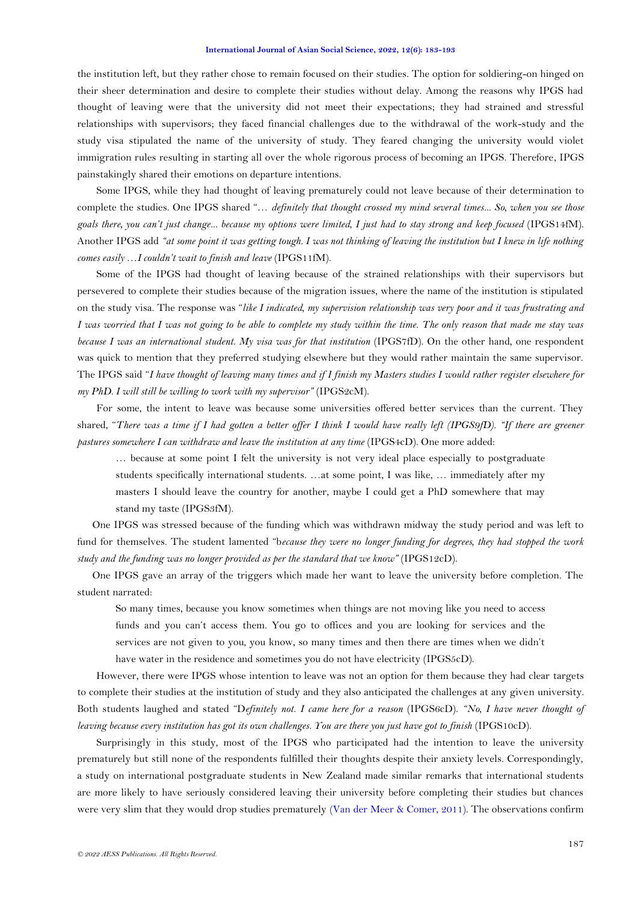the institution left, but they rather chose to remain focused on their studies. The option for soldiering-on hinged on their sheer determination and desire to complete their studies without delay. Among the reasons why IPGS had thought of leaving were that the university did not meet their expectations; they had strained and stressful relationships with supervisors; they faced financial challenges due to the withdrawal of the work-study and the study visa stipulated the name of the university of study. They feared changing the university would violet immigration rules resulting in starting all over the whole rigorous process of becoming an IPGS. Therefore, IPGS painstakingly shared their emotions on departure intentions.

Some IPGS, while they had thought of leaving prematurely could not leave because of their determination to complete the studies. One IPGS shared "… *definitely that thought crossed my mind several times... So, when you see those goals there, you can't just change... because my options were limited, I just had to stay strong and keep focused* (IPGS14fM). Another IPGS add *"at some point it was getting tough. I was not thinking of leaving the institution but I knew in life nothing comes easily …I couldn't wait to finish and leave* (IPGS11fM).

Some of the IPGS had thought of leaving because of the strained relationships with their supervisors but persevered to complete their studies because of the migration issues, where the name of the institution is stipulated on the study visa. The response was "*like I indicated, my supervision relationship was very poor and it was frustrating and I was worried that I was not going to be able to complete my study within the time. The only reason that made me stay was because I was an international student. My visa was for that institution* (IPGS7fD). On the other hand, one respondent was quick to mention that they preferred studying elsewhere but they would rather maintain the same supervisor. The IPGS said "*I have thought of leaving many times and if I finish my Masters studies I would rather register elsewhere for my PhD. I will still be willing to work with my supervisor"* (IPGS2cM).

For some, the intent to leave was because some universities offered better services than the current. They shared, "*There was a time if I had gotten a better offer I think I would have really left (IPGS9fD). "If there are greener pastures somewhere I can withdraw and leave the institution at any time* (IPGS4cD). One more added:

> … because at some point I felt the university is not very ideal place especially to postgraduate students specifically international students. …at some point, I was like, … immediately after my masters I should leave the country for another, maybe I could get a PhD somewhere that may stand my taste (IPGS3fM).

One IPGS was stressed because of the funding which was withdrawn midway the study period and was left to fund for themselves. The student lamented "b*ecause they were no longer funding for degrees, they had stopped the work study and the funding was no longer provided as per the standard that we know"* (IPGS12cD).

One IPGS gave an array of the triggers which made her want to leave the university before completion. The student narrated:

> So many times, because you know sometimes when things are not moving like you need to access funds and you can't access them. You go to offices and you are looking for services and the services are not given to you, you know, so many times and then there are times when we didn't have water in the residence and sometimes you do not have electricity (IPGS5cD).

However, there were IPGS whose intention to leave was not an option for them because they had clear targets to complete their studies at the institution of study and they also anticipated the challenges at any given university. Both students laughed and stated "D*efinitely not. I came here for a reason* (IPGS6cD). *"No, I have never thought of leaving because every institution has got its own challenges. You are there you just have got to finish* (IPGS10cD).

Surprisingly in this study, most of the IPGS who participated had the intention to leave the university prematurely but still none of the respondents fulfilled their thoughts despite their anxiety levels. Correspondingly, a study on international postgraduate students in New Zealand made similar remarks that international students are more likely to have seriously considered leaving their university before completing their studies but chances were very slim that they would drop studies prematurely (Van der Meer & Comer, 2011). The observations confirm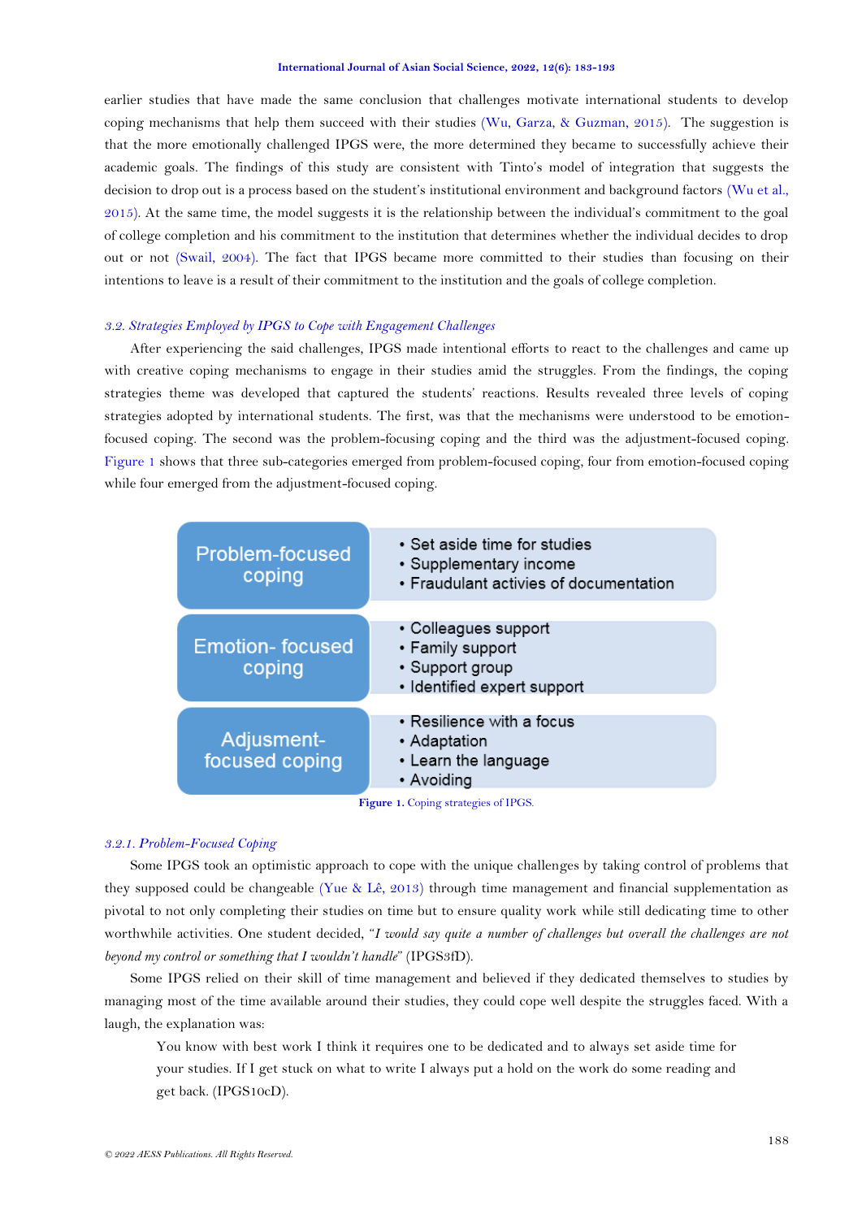earlier studies that have made the same conclusion that challenges motivate international students to develop coping mechanisms that help them succeed with their studies (Wu, Garza, & Guzman, 2015). The suggestion is that the more emotionally challenged IPGS were, the more determined they became to successfully achieve their academic goals. The findings of this study are consistent with Tinto's model of integration that suggests the decision to drop out is a process based on the student's institutional environment and background factors (Wu et al., 2015). At the same time, the model suggests it is the relationship between the individual's commitment to the goal of college completion and his commitment to the institution that determines whether the individual decides to drop out or not (Swail, 2004). The fact that IPGS became more committed to their studies than focusing on their intentions to leave is a result of their commitment to the institution and the goals of college completion.

### *3.2. Strategies Employed by IPGS to Cope with Engagement Challenges*

After experiencing the said challenges, IPGS made intentional efforts to react to the challenges and came up with creative coping mechanisms to engage in their studies amid the struggles. From the findings, the coping strategies theme was developed that captured the students' reactions. Results revealed three levels of coping strategies adopted by international students. The first, was that the mechanisms were understood to be emotion-focused coping. The second was the problem-focusing coping and the third was the adjustment-focused coping. Figure 1 shows that three sub-categories emerged from problem-focused coping, four from emotion-focused coping while four emerged from the adjustment-focused coping.

| Problem-focused coping | • Set aside time for studies<br>• Supplementary income<br>• Fraudulant activies of documentation |
|---|---|
| Emotion- focused coping | • Colleagues support<br>• Family support<br>• Support group<br>• Identified expert support |
| Adjusment-focused coping | • Resilience with a focus<br>• Adaptation<br>• Learn the language<br>• Avoiding |

**Figure 1.** Coping strategies of IPGS.

#### *3.2.1. Problem-Focused Coping*

Some IPGS took an optimistic approach to cope with the unique challenges by taking control of problems that they supposed could be changeable (Yue & Lê, 2013) through time management and financial supplementation as pivotal to not only completing their studies on time but to ensure quality work while still dedicating time to other worthwhile activities. One student decided, "*I would say quite a number of challenges but overall the challenges are not beyond my control or something that I wouldn't handle*" (IPGS3fD).

Some IPGS relied on their skill of time management and believed if they dedicated themselves to studies by managing most of the time available around their studies, they could cope well despite the struggles faced. With a laugh, the explanation was:

> You know with best work I think it requires one to be dedicated and to always set aside time for your studies. If I get stuck on what to write I always put a hold on the work do some reading and get back. (IPGS10cD).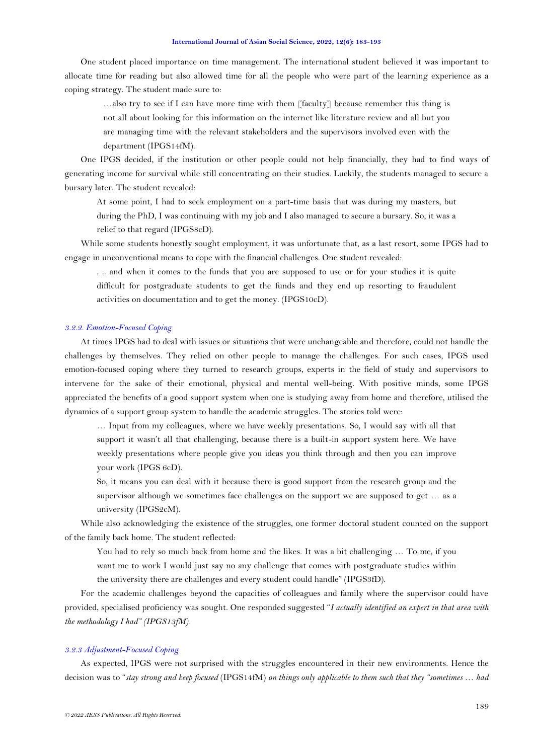One student placed importance on time management. The international student believed it was important to allocate time for reading but also allowed time for all the people who were part of the learning experience as a coping strategy. The student made sure to:

> …also try to see if I can have more time with them [faculty] because remember this thing is not all about looking for this information on the internet like literature review and all but you are managing time with the relevant stakeholders and the supervisors involved even with the department (IPGS14fM).

One IPGS decided, if the institution or other people could not help financially, they had to find ways of generating income for survival while still concentrating on their studies. Luckily, the students managed to secure a bursary later. The student revealed:

> At some point, I had to seek employment on a part-time basis that was during my masters, but during the PhD, I was continuing with my job and I also managed to secure a bursary. So, it was a relief to that regard (IPGS8cD).

While some students honestly sought employment, it was unfortunate that, as a last resort, some IPGS had to engage in unconventional means to cope with the financial challenges. One student revealed:

> . .. and when it comes to the funds that you are supposed to use or for your studies it is quite difficult for postgraduate students to get the funds and they end up resorting to fraudulent activities on documentation and to get the money. (IPGS10cD).

### 3.2.2. Emotion-Focused Coping

At times IPGS had to deal with issues or situations that were unchangeable and therefore, could not handle the challenges by themselves. They relied on other people to manage the challenges. For such cases, IPGS used emotion-focused coping where they turned to research groups, experts in the field of study and supervisors to intervene for the sake of their emotional, physical and mental well-being. With positive minds, some IPGS appreciated the benefits of a good support system when one is studying away from home and therefore, utilised the dynamics of a support group system to handle the academic struggles. The stories told were:

> … Input from my colleagues, where we have weekly presentations. So, I would say with all that support it wasn't all that challenging, because there is a built-in support system here. We have weekly presentations where people give you ideas you think through and then you can improve your work (IPGS 6cD).
>
> So, it means you can deal with it because there is good support from the research group and the supervisor although we sometimes face challenges on the support we are supposed to get … as a university (IPGS2cM).

While also acknowledging the existence of the struggles, one former doctoral student counted on the support of the family back home. The student reflected:

> You had to rely so much back from home and the likes. It was a bit challenging … To me, if you want me to work I would just say no any challenge that comes with postgraduate studies within the university there are challenges and every student could handle" (IPGS3fD).

For the academic challenges beyond the capacities of colleagues and family where the supervisor could have provided, specialised proficiency was sought. One responded suggested "*I actually identified an expert in that area with the methodology I had" (IPGS13fM).*

### 3.2.3 Adjustment-Focused Coping

As expected, IPGS were not surprised with the struggles encountered in their new environments. Hence the decision was to "*stay strong and keep focused* (IPGS14fM) *on things only applicable to them such that they "sometimes … had*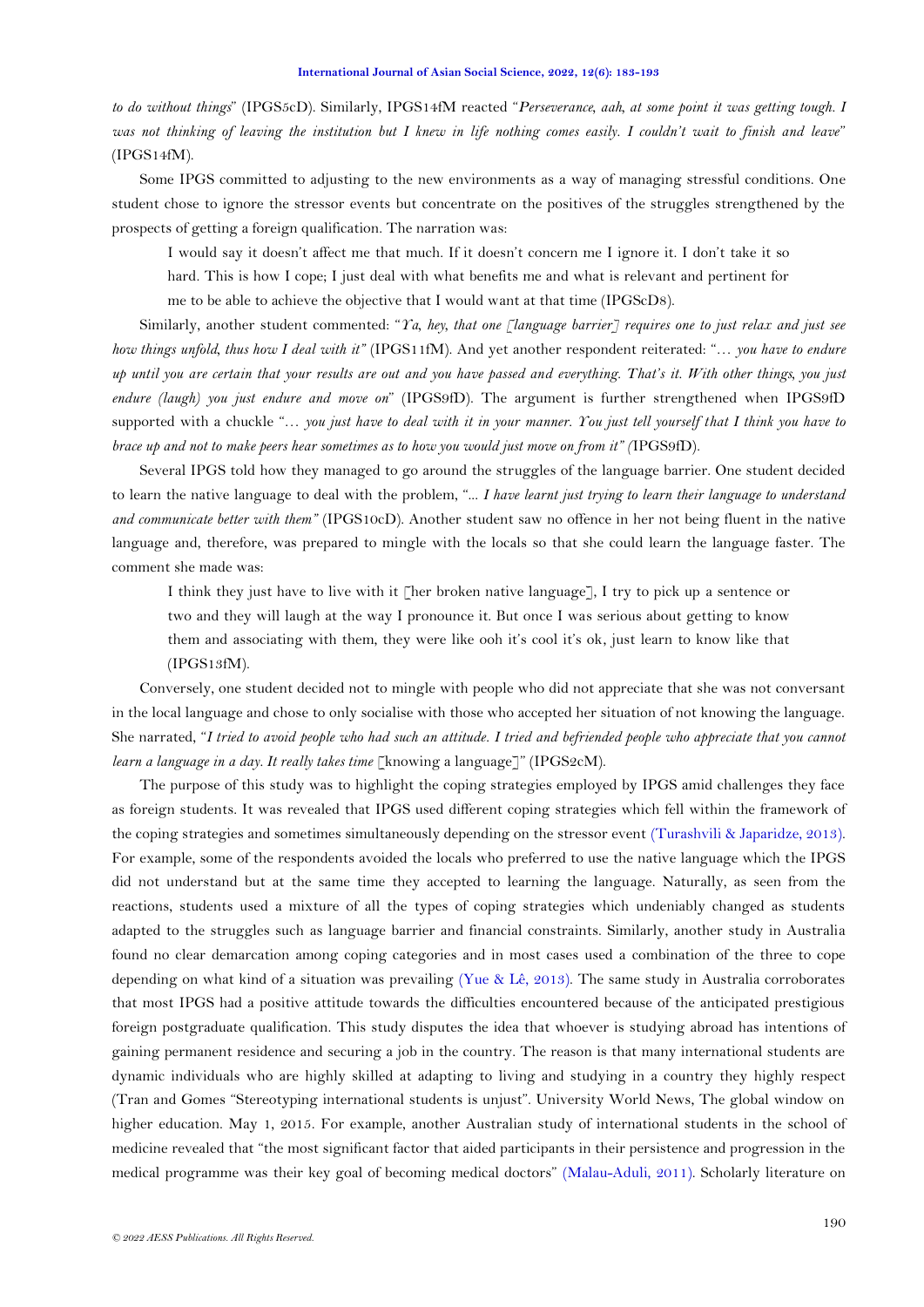*to do without things*" (IPGS5cD). Similarly, IPGS14fM reacted "*Perseverance, aah, at some point it was getting tough. I was not thinking of leaving the institution but I knew in life nothing comes easily. I couldn't wait to finish and leave*" (IPGS14fM).

Some IPGS committed to adjusting to the new environments as a way of managing stressful conditions. One student chose to ignore the stressor events but concentrate on the positives of the struggles strengthened by the prospects of getting a foreign qualification. The narration was:

> I would say it doesn't affect me that much. If it doesn't concern me I ignore it. I don't take it so hard. This is how I cope; I just deal with what benefits me and what is relevant and pertinent for me to be able to achieve the objective that I would want at that time (IPGScD8).

Similarly, another student commented: "*Ya, hey, that one [language barrier] requires one to just relax and just see how things unfold, thus how I deal with it"* (IPGS11fM). And yet another respondent reiterated: "*… you have to endure up until you are certain that your results are out and you have passed and everything. That's it. With other things, you just endure (laugh) you just endure and move on*" (IPGS9fD). The argument is further strengthened when IPGS9fD supported with a chuckle "*… you just have to deal with it in your manner. You just tell yourself that I think you have to brace up and not to make peers hear sometimes as to how you would just move on from it" (*IPGS9fD).

Several IPGS told how they managed to go around the struggles of the language barrier. One student decided to learn the native language to deal with the problem, "*... I have learnt just trying to learn their language to understand and communicate better with them"* (IPGS10cD). Another student saw no offence in her not being fluent in the native language and, therefore, was prepared to mingle with the locals so that she could learn the language faster. The comment she made was:

> I think they just have to live with it [her broken native language], I try to pick up a sentence or two and they will laugh at the way I pronounce it. But once I was serious about getting to know them and associating with them, they were like ooh it's cool it's ok, just learn to know like that (IPGS13fM).

Conversely, one student decided not to mingle with people who did not appreciate that she was not conversant in the local language and chose to only socialise with those who accepted her situation of not knowing the language. She narrated, "*I tried to avoid people who had such an attitude. I tried and befriended people who appreciate that you cannot learn a language in a day. It really takes time* [knowing a language]*"* (IPGS2cM).

The purpose of this study was to highlight the coping strategies employed by IPGS amid challenges they face as foreign students. It was revealed that IPGS used different coping strategies which fell within the framework of the coping strategies and sometimes simultaneously depending on the stressor event (Turashvili & Japaridze, 2013). For example, some of the respondents avoided the locals who preferred to use the native language which the IPGS did not understand but at the same time they accepted to learning the language. Naturally, as seen from the reactions, students used a mixture of all the types of coping strategies which undeniably changed as students adapted to the struggles such as language barrier and financial constraints. Similarly, another study in Australia found no clear demarcation among coping categories and in most cases used a combination of the three to cope depending on what kind of a situation was prevailing (Yue & Lê, 2013). The same study in Australia corroborates that most IPGS had a positive attitude towards the difficulties encountered because of the anticipated prestigious foreign postgraduate qualification. This study disputes the idea that whoever is studying abroad has intentions of gaining permanent residence and securing a job in the country. The reason is that many international students are dynamic individuals who are highly skilled at adapting to living and studying in a country they highly respect (Tran and Gomes "Stereotyping international students is unjust". University World News, The global window on higher education. May 1, 2015. For example, another Australian study of international students in the school of medicine revealed that "the most significant factor that aided participants in their persistence and progression in the medical programme was their key goal of becoming medical doctors" (Malau-Aduli, 2011). Scholarly literature on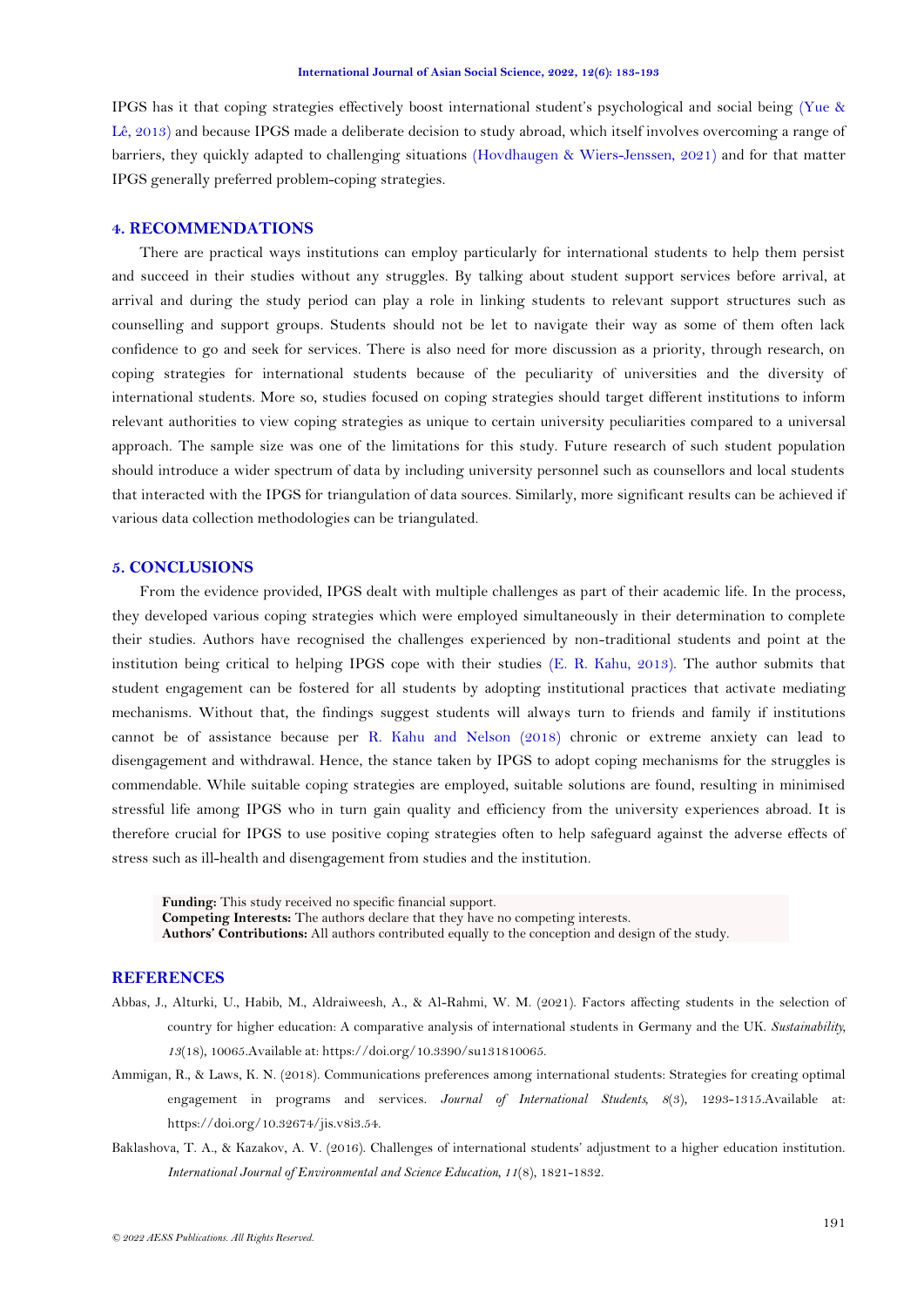IPGS has it that coping strategies effectively boost international student's psychological and social being (Yue & Lê, 2013) and because IPGS made a deliberate decision to study abroad, which itself involves overcoming a range of barriers, they quickly adapted to challenging situations (Hovdhaugen & Wiers-Jenssen, 2021) and for that matter IPGS generally preferred problem-coping strategies.

## 4. RECOMMENDATIONS

There are practical ways institutions can employ particularly for international students to help them persist and succeed in their studies without any struggles. By talking about student support services before arrival, at arrival and during the study period can play a role in linking students to relevant support structures such as counselling and support groups. Students should not be let to navigate their way as some of them often lack confidence to go and seek for services. There is also need for more discussion as a priority, through research, on coping strategies for international students because of the peculiarity of universities and the diversity of international students. More so, studies focused on coping strategies should target different institutions to inform relevant authorities to view coping strategies as unique to certain university peculiarities compared to a universal approach. The sample size was one of the limitations for this study. Future research of such student population should introduce a wider spectrum of data by including university personnel such as counsellors and local students that interacted with the IPGS for triangulation of data sources. Similarly, more significant results can be achieved if various data collection methodologies can be triangulated.

## 5. CONCLUSIONS

From the evidence provided, IPGS dealt with multiple challenges as part of their academic life. In the process, they developed various coping strategies which were employed simultaneously in their determination to complete their studies. Authors have recognised the challenges experienced by non-traditional students and point at the institution being critical to helping IPGS cope with their studies (E. R. Kahu, 2013). The author submits that student engagement can be fostered for all students by adopting institutional practices that activate mediating mechanisms. Without that, the findings suggest students will always turn to friends and family if institutions cannot be of assistance because per R. Kahu and Nelson (2018) chronic or extreme anxiety can lead to disengagement and withdrawal. Hence, the stance taken by IPGS to adopt coping mechanisms for the struggles is commendable. While suitable coping strategies are employed, suitable solutions are found, resulting in minimised stressful life among IPGS who in turn gain quality and efficiency from the university experiences abroad. It is therefore crucial for IPGS to use positive coping strategies often to help safeguard against the adverse effects of stress such as ill-health and disengagement from studies and the institution.

**Funding:** This study received no specific financial support.
**Competing Interests:** The authors declare that they have no competing interests.
**Authors' Contributions:** All authors contributed equally to the conception and design of the study.

## REFERENCES

Abbas, J., Alturki, U., Habib, M., Aldraiweesh, A., & Al-Rahmi, W. M. (2021). Factors affecting students in the selection of country for higher education: A comparative analysis of international students in Germany and the UK. *Sustainability, 13*(18), 10065.Available at: https://doi.org/10.3390/su131810065.

Ammigan, R., & Laws, K. N. (2018). Communications preferences among international students: Strategies for creating optimal engagement in programs and services. *Journal of International Students, 8*(3), 1293-1315.Available at: https://doi.org/10.32674/jis.v8i3.54.

Baklashova, T. A., & Kazakov, A. V. (2016). Challenges of international students' adjustment to a higher education institution. *International Journal of Environmental and Science Education, 11*(8), 1821-1832.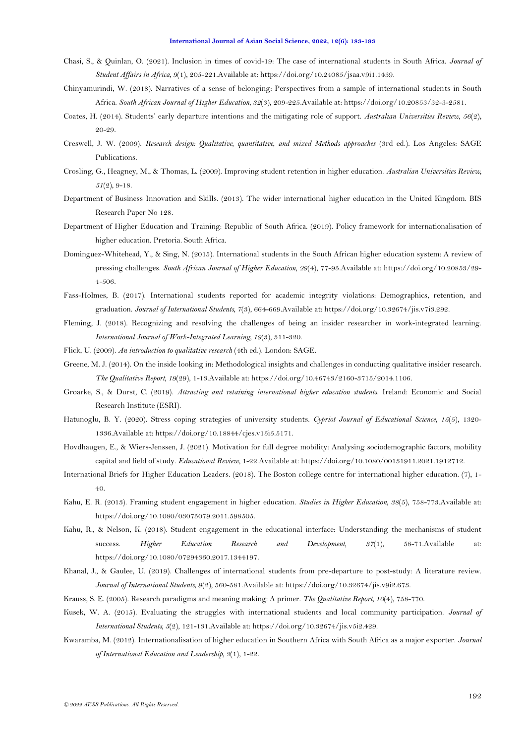Chasi, S., & Quinlan, O. (2021). Inclusion in times of covid-19: The case of international students in South Africa. *Journal of Student Affairs in Africa, 9*(1), 205-221.Available at: https://doi.org/10.24085/jsaa.v9i1.1439.

Chinyamurindi, W. (2018). Narratives of a sense of belonging: Perspectives from a sample of international students in South Africa. *South African Journal of Higher Education, 32*(3), 209-225.Available at: https://doi.org/10.20853/32-3-2581.

Coates, H. (2014). Students' early departure intentions and the mitigating role of support. *Australian Universities Review, 56*(2), 20-29.

Creswell, J. W. (2009). *Research design: Qualitative, quantitative, and mixed Methods approaches* (3rd ed.). Los Angeles: SAGE Publications.

Crosling, G., Heagney, M., & Thomas, L. (2009). Improving student retention in higher education. *Australian Universities Review, 51*(2), 9-18.

Department of Business Innovation and Skills. (2013). The wider international higher education in the United Kingdom. BIS Research Paper No 128.

Department of Higher Education and Training: Republic of South Africa. (2019). Policy framework for internationalisation of higher education. Pretoria. South Africa.

Dominguez-Whitehead, Y., & Sing, N. (2015). International students in the South African higher education system: A review of pressing challenges. *South African Journal of Higher Education, 29*(4), 77-95.Available at: https://doi.org/10.20853/29-4-506.

Fass-Holmes, B. (2017). International students reported for academic integrity violations: Demographics, retention, and graduation. *Journal of International Students, 7*(3), 664-669.Available at: https://doi.org/10.32674/jis.v7i3.292.

Fleming, J. (2018). Recognizing and resolving the challenges of being an insider researcher in work-integrated learning. *International Journal of Work-Integrated Learning, 19*(3), 311-320.

Flick, U. (2009). *An introduction to qualitative research* (4th ed.). London: SAGE.

Greene, M. J. (2014). On the inside looking in: Methodological insights and challenges in conducting qualitative insider research. *The Qualitative Report, 19*(29), 1-13.Available at: https://doi.org/10.46743/2160-3715/2014.1106.

Groarke, S., & Durst, C. (2019). *Attracting and retaining international higher education students*. Ireland: Economic and Social Research Institute (ESRI).

Hatunoglu, B. Y. (2020). Stress coping strategies of university students. *Cypriot Journal of Educational Science, 15*(5), 1320-1336.Available at: https://doi.org/10.18844/cjes.v15i5.5171.

Hovdhaugen, E., & Wiers-Jenssen, J. (2021). Motivation for full degree mobility: Analysing sociodemographic factors, mobility capital and field of study. *Educational Review*, 1-22.Available at: https://doi.org/10.1080/00131911.2021.1912712.

International Briefs for Higher Education Leaders. (2018). The Boston college centre for international higher education. (7), 1-40.

Kahu, E. R. (2013). Framing student engagement in higher education. *Studies in Higher Education, 38*(5), 758-773.Available at: https://doi.org/10.1080/03075079.2011.598505.

Kahu, R., & Nelson, K. (2018). Student engagement in the educational interface: Understanding the mechanisms of student success. *Higher Education Research and Development, 37*(1), 58-71.Available at: https://doi.org/10.1080/07294360.2017.1344197.

Khanal, J., & Gaulee, U. (2019). Challenges of international students from pre-departure to post-study: A literature review. *Journal of International Students, 9*(2), 560-581.Available at: https://doi.org/10.32674/jis.v9i2.673.

Krauss, S. E. (2005). Research paradigms and meaning making: A primer. *The Qualitative Report, 10*(4), 758-770.

Kusek, W. A. (2015). Evaluating the struggles with international students and local community participation. *Journal of International Students, 5*(2), 121-131.Available at: https://doi.org/10.32674/jis.v5i2.429.

Kwaramba, M. (2012). Internationalisation of higher education in Southern Africa with South Africa as a major exporter. *Journal of International Education and Leadership, 2*(1), 1-22.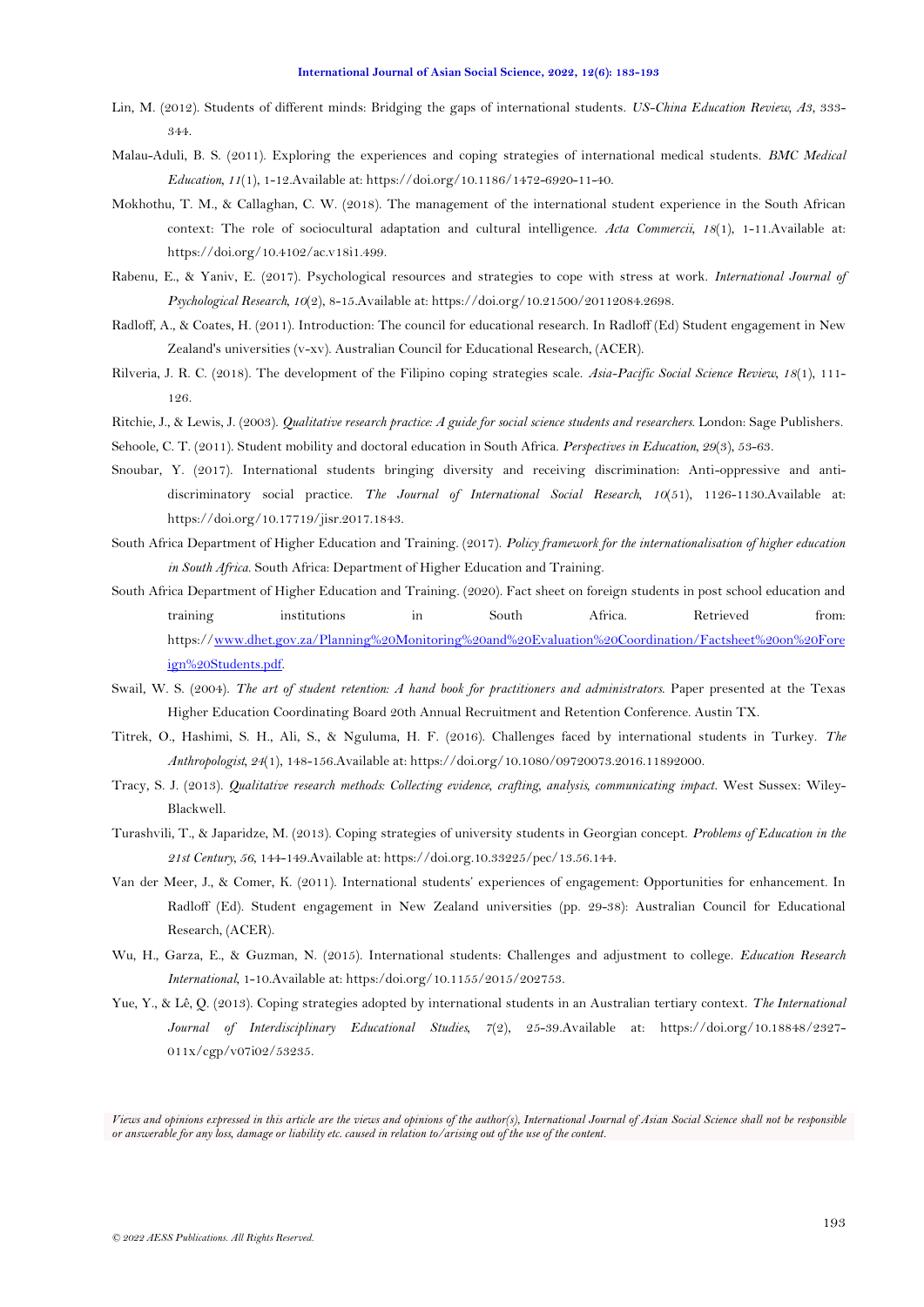Lin, M. (2012). Students of different minds: Bridging the gaps of international students. *US-China Education Review, A3*, 333-344.

Malau-Aduli, B. S. (2011). Exploring the experiences and coping strategies of international medical students. *BMC Medical Education, 11*(1), 1-12.Available at: https://doi.org/10.1186/1472-6920-11-40.

Mokhothu, T. M., & Callaghan, C. W. (2018). The management of the international student experience in the South African context: The role of sociocultural adaptation and cultural intelligence. *Acta Commercii, 18*(1), 1-11.Available at: https://doi.org/10.4102/ac.v18i1.499.

Rabenu, E., & Yaniv, E. (2017). Psychological resources and strategies to cope with stress at work. *International Journal of Psychological Research, 10*(2), 8-15.Available at: https://doi.org/10.21500/20112084.2698.

Radloff, A., & Coates, H. (2011). Introduction: The council for educational research. In Radloff (Ed) Student engagement in New Zealand's universities (v-xv). Australian Council for Educational Research, (ACER).

Rilveria, J. R. C. (2018). The development of the Filipino coping strategies scale. *Asia-Pacific Social Science Review, 18*(1), 111-126.

Ritchie, J., & Lewis, J. (2003). *Qualitative research practice: A guide for social science students and researchers.* London: Sage Publishers.

Sehoole, C. T. (2011). Student mobility and doctoral education in South Africa. *Perspectives in Education, 29*(3), 53-63.

Snoubar, Y. (2017). International students bringing diversity and receiving discrimination: Anti-oppressive and anti-discriminatory social practice. *The Journal of International Social Research, 10*(51), 1126-1130.Available at: https://doi.org/10.17719/jisr.2017.1843.

South Africa Department of Higher Education and Training. (2017). *Policy framework for the internationalisation of higher education in South Africa.* South Africa: Department of Higher Education and Training.

South Africa Department of Higher Education and Training. (2020). Fact sheet on foreign students in post school education and training institutions in South Africa. Retrieved from: https://www.dhet.gov.za/Planning%20Monitoring%20and%20Evaluation%20Coordination/Factsheet%20on%20Foreign%20Students.pdf.

Swail, W. S. (2004). *The art of student retention: A hand book for practitioners and administrators.* Paper presented at the Texas Higher Education Coordinating Board 20th Annual Recruitment and Retention Conference. Austin TX.

Titrek, O., Hashimi, S. H., Ali, S., & Nguluma, H. F. (2016). Challenges faced by international students in Turkey. *The Anthropologist, 24*(1), 148-156.Available at: https://doi.org/10.1080/09720073.2016.11892000.

Tracy, S. J. (2013). *Qualitative research methods: Collecting evidence, crafting, analysis, communicating impact.* West Sussex: Wiley-Blackwell.

Turashvili, T., & Japaridze, M. (2013). Coping strategies of university students in Georgian concept. *Problems of Education in the 21st Century, 56*, 144-149.Available at: https://doi.org.10.33225/pec/13.56.144.

Van der Meer, J., & Comer, K. (2011). International students' experiences of engagement: Opportunities for enhancement. In Radloff (Ed). Student engagement in New Zealand universities (pp. 29-38): Australian Council for Educational Research, (ACER).

Wu, H., Garza, E., & Guzman, N. (2015). International students: Challenges and adjustment to college. *Education Research International*, 1-10.Available at: https:/doi.org/10.1155/2015/202753.

Yue, Y., & Lê, Q. (2013). Coping strategies adopted by international students in an Australian tertiary context. *The International Journal of Interdisciplinary Educational Studies, 7*(2), 25-39.Available at: https://doi.org/10.18848/2327-011x/cgp/v07i02/53235.

*Views and opinions expressed in this article are the views and opinions of the author(s), International Journal of Asian Social Science shall not be responsible or answerable for any loss, damage or liability etc. caused in relation to/arising out of the use of the content.*